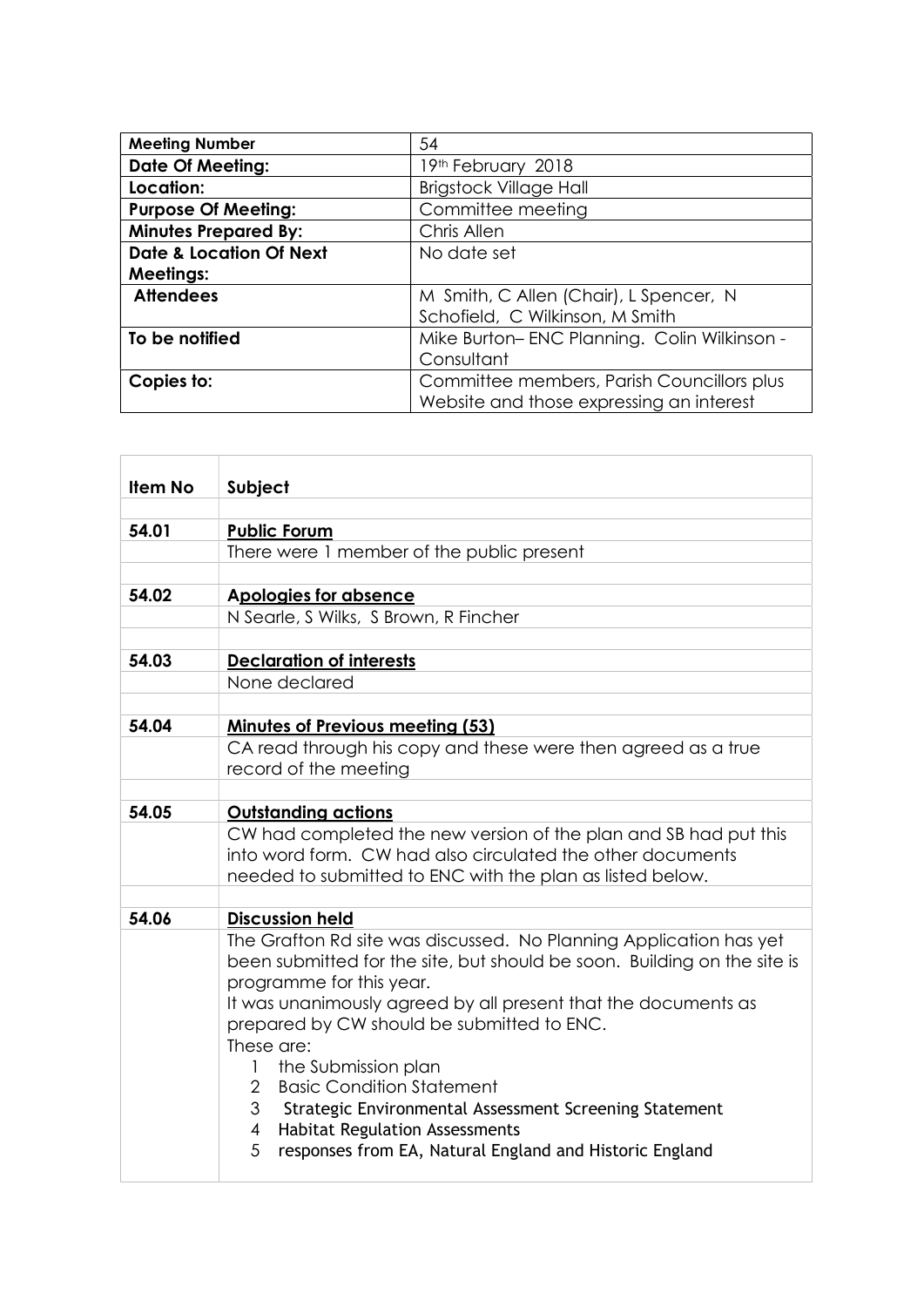| Meeting Number | 54 |
|---|---|
| Date Of Meeting: | 19th February 2018 |
| Location: | Brigstock Village Hall |
| Purpose Of Meeting: | Committee meeting |
| Minutes Prepared By: | Chris Allen |
| Date & Location Of Next Meetings: | No date set |
| Attendees | M Smith, C Allen (Chair), L Spencer, N Schofield, C Wilkinson, M Smith |
| To be notified | Mike Burton– ENC Planning. Colin Wilkinson - Consultant |
| Copies to: | Committee members, Parish Councillors plus Website and those expressing an interest |

| Item No | Subject |
|---|---|
| 54.01 | **Public Forum** |
| | There were 1 member of the public present |
| 54.02 | **Apologies for absence** |
| | N Searle, S Wilks, S Brown, R Fincher |
| 54.03 | **Declaration of interests** |
| | None declared |
| 54.04 | **Minutes of Previous meeting (53)** |
| | CA read through his copy and these were then agreed as a true record of the meeting |
| 54.05 | **Outstanding actions** |
| | CW had completed the new version of the plan and SB had put this into word form. CW had also circulated the other documents needed to submitted to ENC with the plan as listed below. |
| 54.06 | **Discussion held** |
| | The Grafton Rd site was discussed. No Planning Application has yet been submitted for the site, but should be soon. Building on the site is programme for this year.<br>It was unanimously agreed by all present that the documents as prepared by CW should be submitted to ENC.<br>These are:<br>1 the Submission plan<br>2 Basic Condition Statement<br>3 Strategic Environmental Assessment Screening Statement<br>4 Habitat Regulation Assessments<br>5 responses from EA, Natural England and Historic England |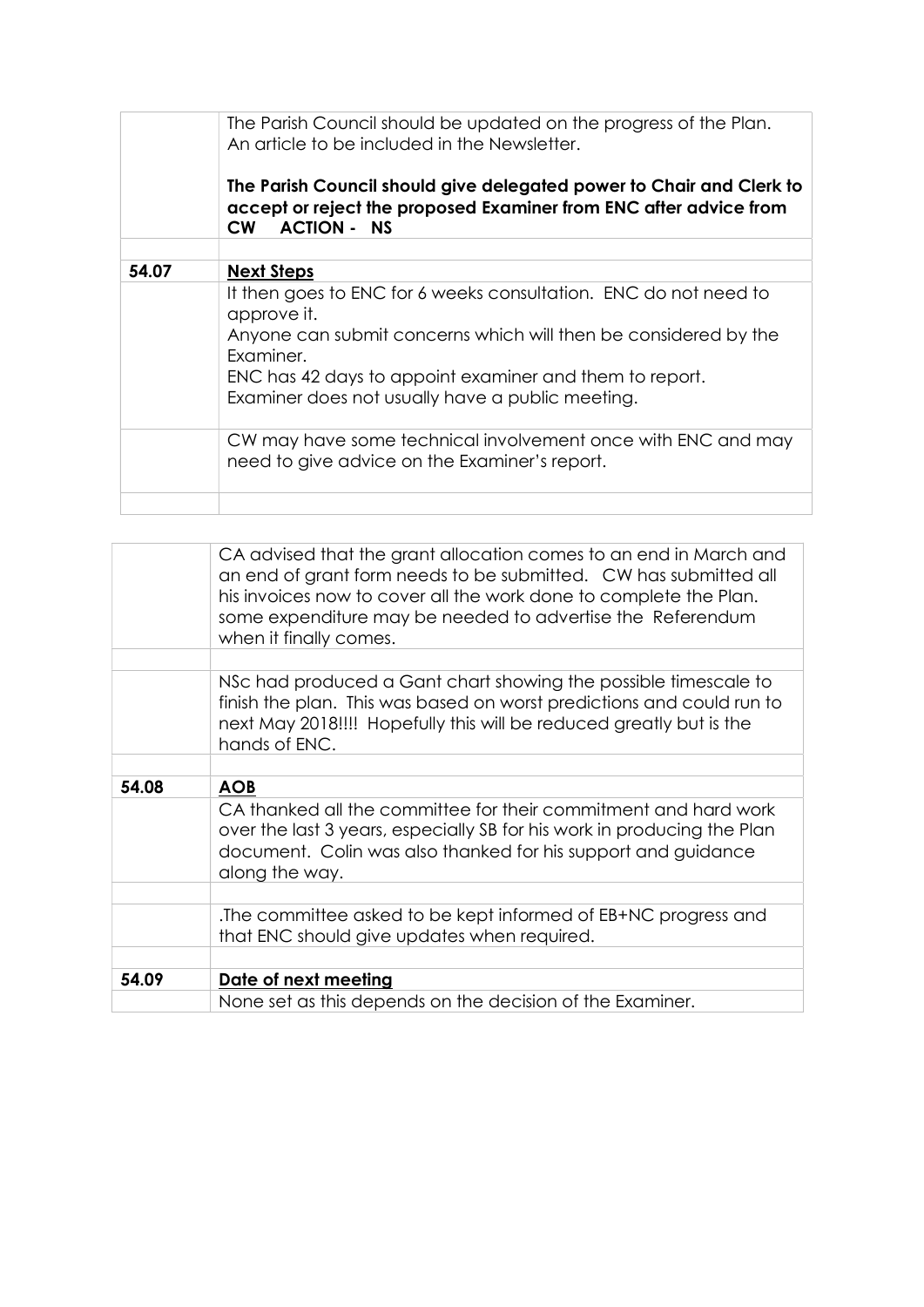| | |
|---|---|
| | The Parish Council should be updated on the progress of the Plan. An article to be included in the Newsletter.<br><br>**The Parish Council should give delegated power to Chair and Clerk to accept or reject the proposed Examiner from ENC after advice from CW ACTION - NS** |
| | |
| **54.07** | **Next Steps** |
| | It then goes to ENC for 6 weeks consultation. ENC do not need to approve it.<br>Anyone can submit concerns which will then be considered by the Examiner.<br>ENC has 42 days to appoint examiner and them to report.<br>Examiner does not usually have a public meeting. |
| | CW may have some technical involvement once with ENC and may need to give advice on the Examiner's report. |
| | |

| | |
|---|---|
| | CA advised that the grant allocation comes to an end in March and an end of grant form needs to be submitted. CW has submitted all his invoices now to cover all the work done to complete the Plan. some expenditure may be needed to advertise the Referendum when it finally comes. |
| | |
| | NSc had produced a Gant chart showing the possible timescale to finish the plan. This was based on worst predictions and could run to next May 2018!!!! Hopefully this will be reduced greatly but is the hands of ENC. |
| | |
| **54.08** | **AOB** |
| | CA thanked all the committee for their commitment and hard work over the last 3 years, especially SB for his work in producing the Plan document. Colin was also thanked for his support and guidance along the way. |
| | |
| | .The committee asked to be kept informed of EB+NC progress and that ENC should give updates when required. |
| | |
| **54.09** | **Date of next meeting** |
| | None set as this depends on the decision of the Examiner. |